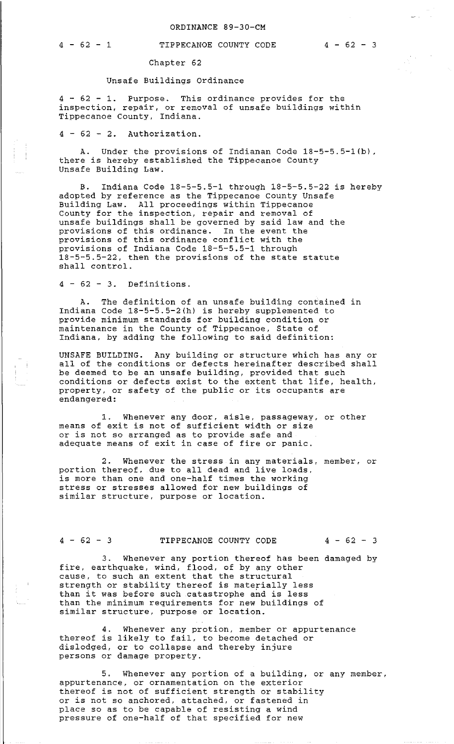ORDINANCE 89-30-CM

Chapter 62

## Unsafe Buildings Ordinance

4 - 62 - 1. Purpose. This ordinance provides for the inspection, repair, or removal of unsafe buildings within Tippecanoe County, Indiana.

4 - 62 - 2. Authorization.

A. Under the provisions of Indianan Code 18-5-5.5-1(b), there is hereby established the Tippecanoe County Unsafe Building Law.

B. Indiana Code 18-5-5.5-1 through 18-5-5.5-22 is hereby adopted by reference as the Tippecanoe County Unsafe Building Law. All proceedings within Tippecanoe County for the inspection, repair and removal of unsafe buildings shall be governed by said law and the provisions of this ordinance. In the event the provisions of this ordinance conflict with the provisions of Indiana Code 18-5-5.5-1 through 18-5-5.5-22, then the provisions of the state statute shall control.

4 - 62 - 3. Definitions.

A. The definition of an unsafe building contained in Indiana Code 18-5-5.5-2(h) is hereby supplemented to provide minimum standards for building condition or maintenance in the County of Tippecanoe, State of Indiana, by adding the following to said definition:

UNSAFE BUILDING. Any building or structure which has any or all of the conditions or defects hereinafter described shall be deemed to be an unsafe building, provided that such conditions or defects exist to the extent that life, health, property, or safety of the public or its occupants are endangered:

1. Whenever any door, aisle, passageway, or other means of exit is not of sufficient width or size or is not so arranged as to provide safe and adequate means of exit in case of fire or panic.

2. Whenever the stress in any materials, member, or portion thereof, due to all dead and live loads, is more than one and one-half times the working stress or stresses allowed for new buildings of similar structure, purpose or location.

3. Whenever any portion thereof has been damaged by fire, earthquake, wind, flood, of by any other cause, to such an extent that the structural strength or stability thereof is materially less than it was before such catastrophe and is less than the minimum requirements for new buildings of similar structure, purpose or location.

4. Whenever any protion, member or appurtenance thereof is likely to fail, to become detached or dislodged, or to collapse and thereby injure persons or damage property.

5. Whenever any portion of a building, or any member, appurtenance, or ornamentation on the exterior thereof is not of sufficient strength or stability or is not so anchored, attached, or fastened in place so as to be capable of resisting a wind pressure of one-half of that specified for new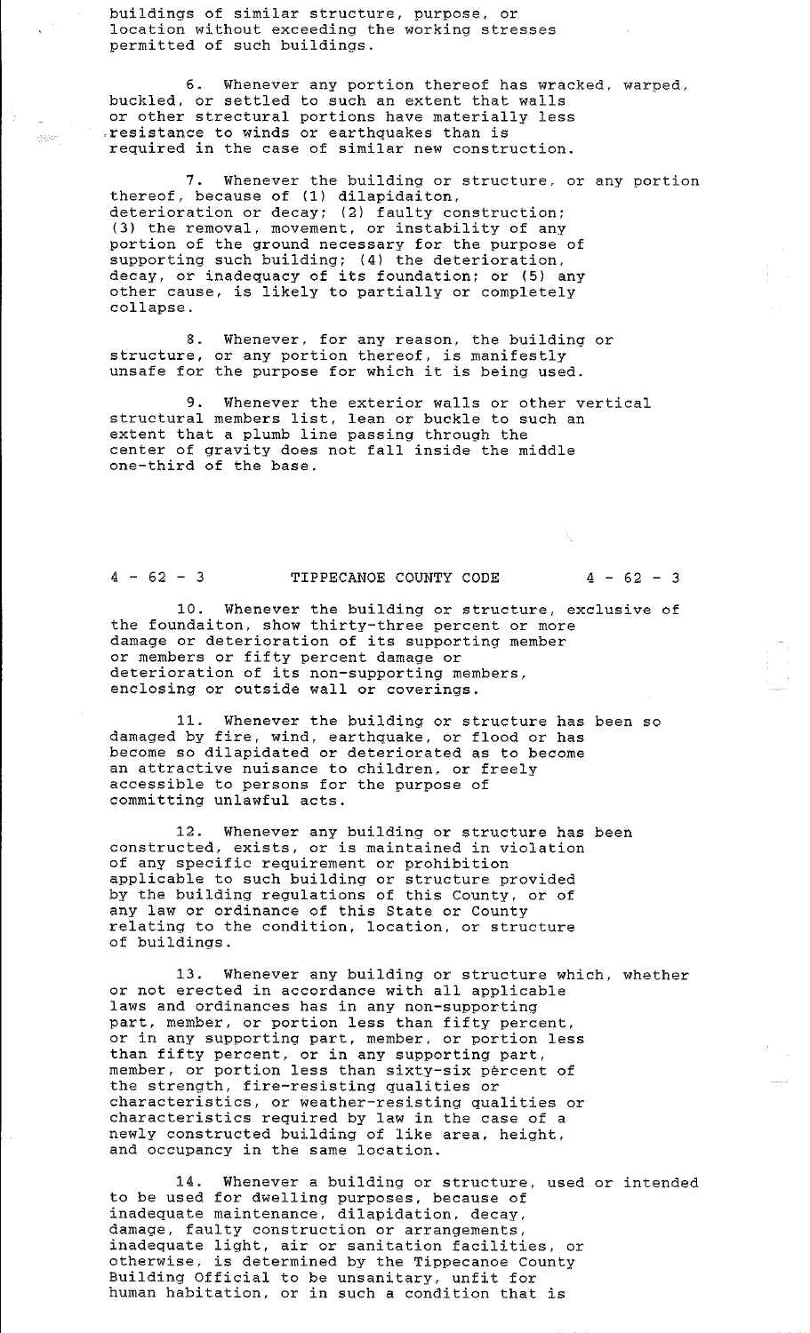buildings of similar structure, purpose, or location without exceeding the working stresses permitted of such buildings.

6. Whenever any portion thereof has wracked, warped, buckled, or settled to such an extent that walls or other structural portions have materially less resistance to winds or earthquakes than is required in the case of similar new construction.

7. Whenever the building or structure, or any portion thereof, because of (1) dilapidaiton, deterioration or decay; (2) faulty construction; (3) the removal, movement, or instability of any portion of the ground necessary for the purpose of supporting such building; (4) the deterioration, decay, or inadequacy of its foundation; or (5) any other cause, is likely to partially or completely collapse.

8. Whenever, for any reason, the building or structure, or any portion thereof, is manifestly unsafe for the purpose for which it is being used.

9. Whenever the exterior walls or other vertical structural members list, lean or buckle to such an extent that a plumb line passing through the center of gravity does not fall inside the middle one-third of the base.

10. Whenever the building or structure, exclusive of the foundaiton, show thirty-three percent or more damage or deterioration of its supporting member or members or fifty percent damage or deterioration of its non-supporting members, enclosing or outside wall or coverings.

11. Whenever the building or structure has been so damaged by fire, wind, earthquake, or flood or has become so dilapidated or deteriorated as to become an attractive nuisance to children, or freely accessible to persons for the purpose of committing unlawful acts.

12. Whenever any building or structure has been constructed, exists, or is maintained in violation of any specific requirement or prohibition applicable to such building or structure provided by the building regulations of this County, or of any law or ordinance of this State or County relating to the condition, location, or structure of buildings.

13. Whenever any building or structure which, whether or not erected in accordance with all applicable laws and ordinances has in any non-supporting part, member, or portion less than fifty percent, or in any supporting part, member, or portion less than fifty percent, or in any supporting part, member, or portion less than sixty-six percent of the strength, fire-resisting qualities or characteristics, or weather-resisting qualities or characteristics required by law in the case of a newly constructed building of like area, height, and occupancy in the same location.

14. Whenever a building or structure, used or intended to be used for dwelling purposes, because of inadequate maintenance, dilapidation, decay, damage, faulty construction or arrangements, inadequate light, air or sanitation facilities, or otherwise, is determined by the Tippecanoe County Building Official to be unsanitary, unfit for human habitation, or in such a condition that is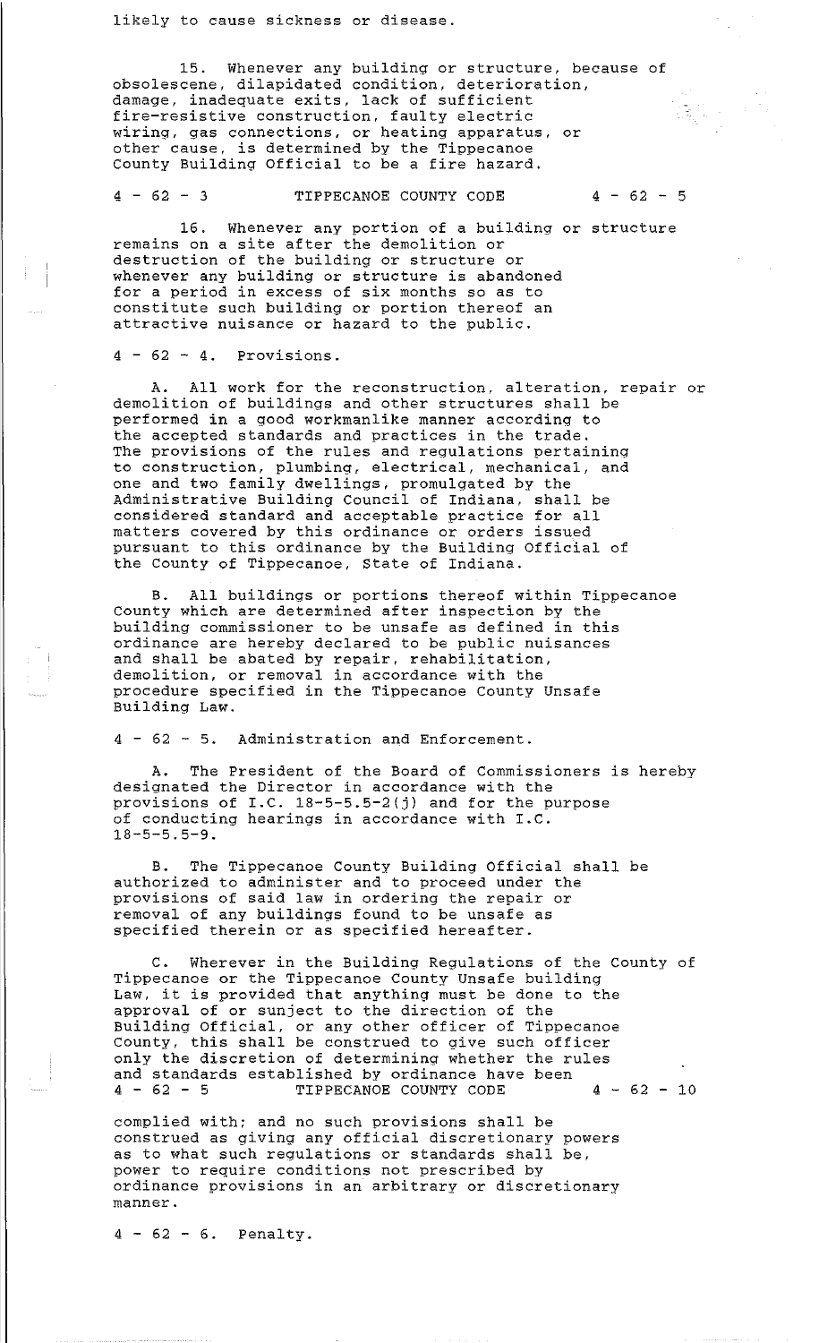likely to cause sickness or disease.

15. Whenever any building or structure, because of obsolescene, dilapidated condition, deterioration, damage, inadequate exits, lack of sufficient fire-resistive construction, faulty electric wiring, gas connections, or heating apparatus, or other cause, is determined by the Tippecanoe County Building Official to be a fire hazard.

16. Whenever any portion of a building or structure remains on a site after the demolition or destruction of the building or structure or whenever any building or structure is abandoned for a period in excess of six months so as to constitute such building or portion thereof an attractive nuisance or hazard to the public.

4 - 62 - 4. Provisions.

A. All work for the reconstruction, alteration, repair or demolition of buildings and other structures shall be performed in a good workmanlike manner according to the accepted standards and practices in the trade. The provisions of the rules and regulations pertaining to construction, plumbing, electrical, mechanical, and one and two family dwellings, promulgated by the Administrative Building Council of Indiana, shall be considered standard and acceptable practice for all matters covered by this ordinance or orders issued pursuant to this ordinance by the Building Official of the County of Tippecanoe, State of Indiana.

B. All buildings or portions thereof within Tippecanoe County which are determined after inspection by the building commissioner to be unsafe as defined in this ordinance are hereby declared to be public nuisances and shall be abated by repair, rehabilitation, demolition, or removal in accordance with the procedure specified in the Tippecanoe County Unsafe Building Law.

4 - 62 - 5. Administration and Enforcement.

A. The President of the Board of Commissioners is hereby designated the Director in accordance with the provisions of I.C. 18-5-5.5-2(j) and for the purpose of conducting hearings in accordance with I.C. 18-5-5.5-9.

B. The Tippecanoe County Building Official shall be authorized to administer and to proceed under the provisions of said law in ordering the repair or removal of any buildings found to be unsafe as specified therein or as specified hereafter.

C. Wherever in the Building Regulations of the County of Tippecanoe or the Tippecanoe County Unsafe building Law, it is provided that anything must be done to the approval of or sunject to the direction of the Building Official, or any other officer of Tippecanoe County, this shall be construed to give such officer only the discretion of determining whether the rules and standards established by ordinance have been complied with; and no such provisions shall be construed as giving any official discretionary powers as to what such regulations or standards shall be, power to require conditions not prescribed by ordinance provisions in an arbitrary or discretionary manner.

4 - 62 - 6. Penalty.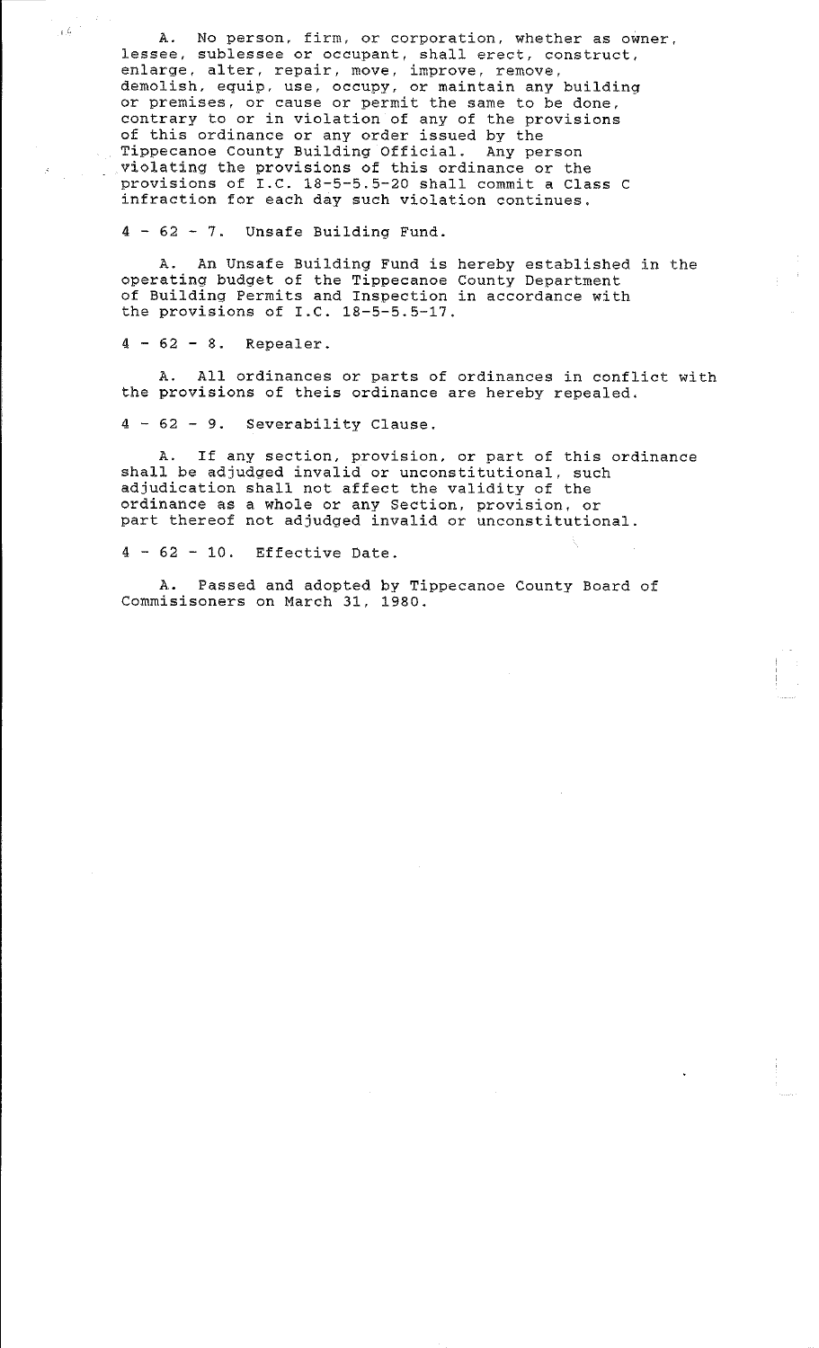A. No person, firm, or corporation, whether as owner, lessee, sublessee or occupant, shall erect, construct, enlarge, alter, repair, move, improve, remove, demolish, equip, use, occupy, or maintain any building or premises, or cause or permit the same to be done, contrary to or in violation of any of the provisions of this ordinance or any order issued by the Tippecanoe County Building Official. Any person violating the provisions of this ordinance or the provisions of I.C. 18-5-5.5-20 shall commit a Class C infraction for each day such violation continues.

4 - 62 - 7. Unsafe Building Fund.

A. An Unsafe Building Fund is hereby established in the operating budget of the Tippecanoe County Department of Building Permits and Inspection in accordance with the provisions of I.C. 18-5-5.5-17.

4 - 62 - 8. Repealer.

A. All ordinances or parts of ordinances in conflict with the provisions of theis ordinance are hereby repealed.

4 - 62 - 9. Severability Clause.

A. If any section, provision, or part of this ordinance shall be adjudged invalid or unconstitutional, such adjudication shall not affect the validity of the ordinance as a whole or any Section, provision, or part thereof not adjudged invalid or unconstitutional.

4 - 62 - 10. Effective Date.

A. Passed and adopted by Tippecanoe County Board of Commisisoners on March 31, 1980.